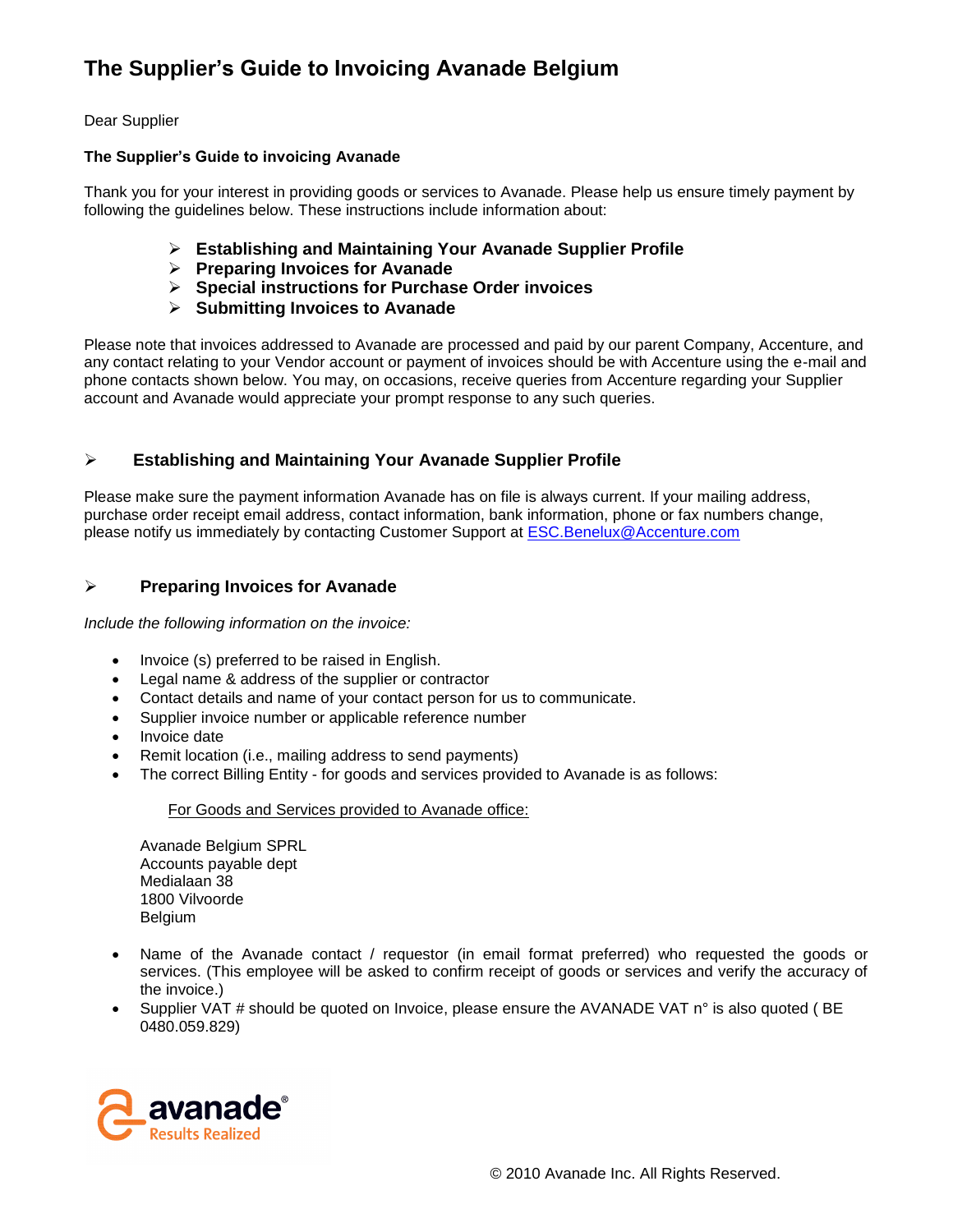# The Supplier's Guide to Invoicing Avanade Belgium

Dear Supplier

**The Supplier's Guide to invoicing Avanade**

Thank you for your interest in providing goods or services to Avanade. Please help us ensure timely payment by following the guidelines below. These instructions include information about:

- **Establishing and Maintaining Your Avanade Supplier Profile**
- **Preparing Invoices for Avanade**
- **Special instructions for Purchase Order invoices**
- **Submitting Invoices to Avanade**

Please note that invoices addressed to Avanade are processed and paid by our parent Company, Accenture, and any contact relating to your Vendor account or payment of invoices should be with Accenture using the e-mail and phone contacts shown below. You may, on occasions, receive queries from Accenture regarding your Supplier account and Avanade would appreciate your prompt response to any such queries.

## Establishing and Maintaining Your Avanade Supplier Profile

Please make sure the payment information Avanade has on file is always current. If your mailing address, purchase order receipt email address, contact information, bank information, phone or fax numbers change, please notify us immediately by contacting Customer Support at ESC.Benelux@Accenture.com

## Preparing Invoices for Avanade

*Include the following information on the invoice:*

- Invoice (s) preferred to be raised in English.
- Legal name & address of the supplier or contractor
- Contact details and name of your contact person for us to communicate.
- Supplier invoice number or applicable reference number
- Invoice date
- Remit location (i.e., mailing address to send payments)
- The correct Billing Entity - for goods and services provided to Avanade is as follows:

  For Goods and Services provided to Avanade office:

  Avanade Belgium SPRL
  Accounts payable dept
  Medialaan 38
  1800 Vilvoorde
  Belgium

- Name of the Avanade contact / requestor (in email format preferred) who requested the goods or services. (This employee will be asked to confirm receipt of goods or services and verify the accuracy of the invoice.)
- Supplier VAT # should be quoted on Invoice, please ensure the AVANADE VAT n° is also quoted ( BE 0480.059.829)

© 2010 Avanade Inc. All Rights Reserved.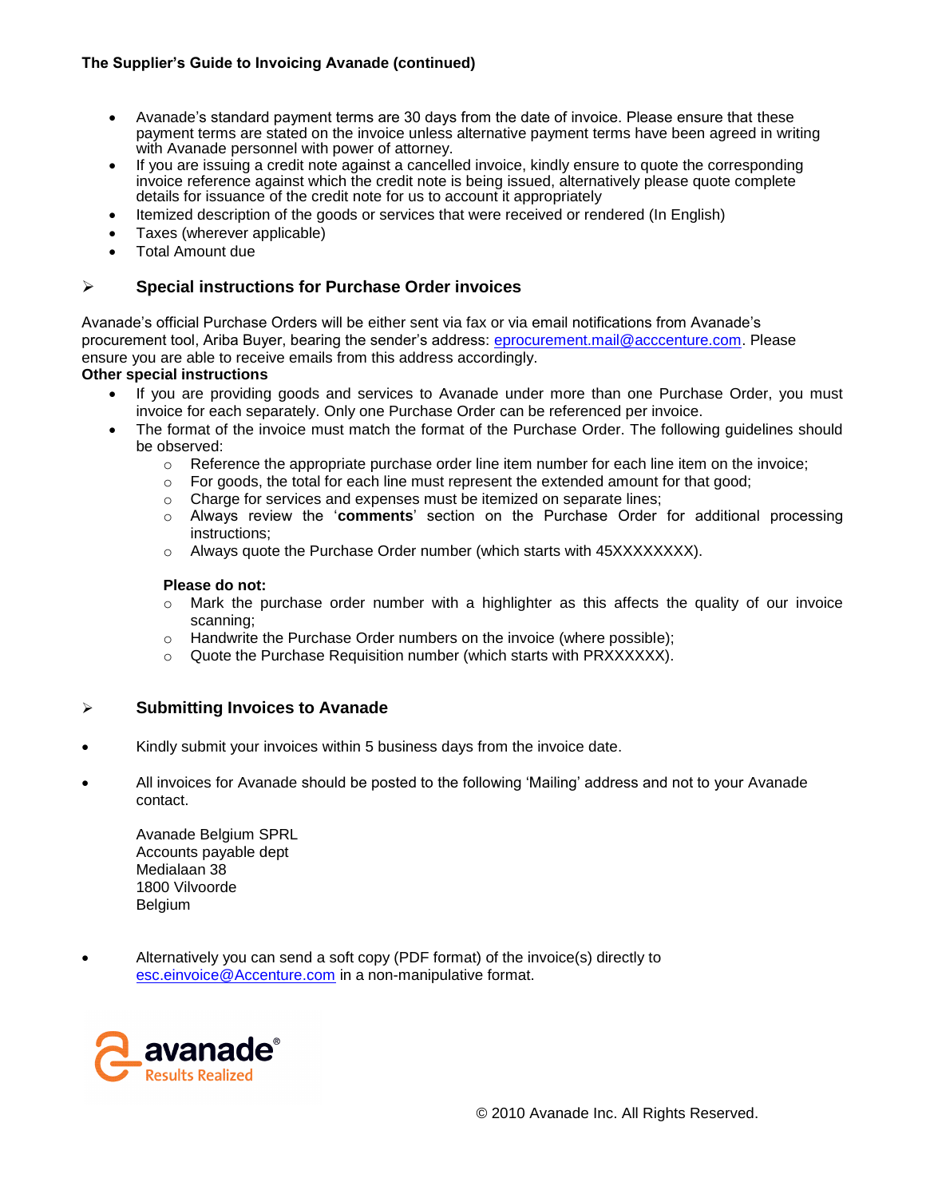- Avanade's standard payment terms are 30 days from the date of invoice. Please ensure that these payment terms are stated on the invoice unless alternative payment terms have been agreed in writing with Avanade personnel with power of attorney.
- If you are issuing a credit note against a cancelled invoice, kindly ensure to quote the corresponding invoice reference against which the credit note is being issued, alternatively please quote complete details for issuance of the credit note for us to account it appropriately
- Itemized description of the goods or services that were received or rendered (In English)
- Taxes (wherever applicable)
- Total Amount due

## Special instructions for Purchase Order invoices

Avanade's official Purchase Orders will be either sent via fax or via email notifications from Avanade's procurement tool, Ariba Buyer, bearing the sender's address: eprocurement.mail@acccenture.com. Please ensure you are able to receive emails from this address accordingly.

**Other special instructions**

- If you are providing goods and services to Avanade under more than one Purchase Order, you must invoice for each separately. Only one Purchase Order can be referenced per invoice.
- The format of the invoice must match the format of the Purchase Order. The following guidelines should be observed:
  - Reference the appropriate purchase order line item number for each line item on the invoice;
  - For goods, the total for each line must represent the extended amount for that good;
  - Charge for services and expenses must be itemized on separate lines;
  - Always review the '**comments**' section on the Purchase Order for additional processing instructions;
  - Always quote the Purchase Order number (which starts with 45XXXXXXXX).

  **Please do not:**
  - Mark the purchase order number with a highlighter as this affects the quality of our invoice scanning;
  - Handwrite the Purchase Order numbers on the invoice (where possible);
  - Quote the Purchase Requisition number (which starts with PRXXXXXX).

## Submitting Invoices to Avanade

- Kindly submit your invoices within 5 business days from the invoice date.
- All invoices for Avanade should be posted to the following 'Mailing' address and not to your Avanade contact.

  Avanade Belgium SPRL
  Accounts payable dept
  Medialaan 38
  1800 Vilvoorde
  Belgium

- Alternatively you can send a soft copy (PDF format) of the invoice(s) directly to esc.einvoice@Accenture.com in a non-manipulative format.

avanade®
Results Realized

© 2010 Avanade Inc. All Rights Reserved.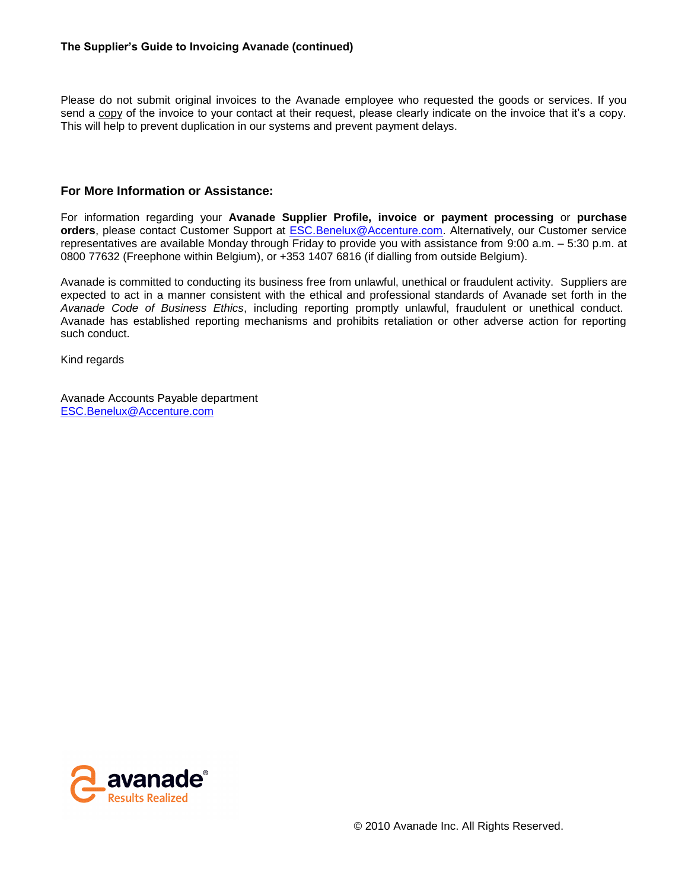Please do not submit original invoices to the Avanade employee who requested the goods or services. If you send a copy of the invoice to your contact at their request, please clearly indicate on the invoice that it's a copy. This will help to prevent duplication in our systems and prevent payment delays.

## For More Information or Assistance:

For information regarding your **Avanade Supplier Profile, invoice or payment processing** or **purchase orders**, please contact Customer Support at ESC.Benelux@Accenture.com. Alternatively, our Customer service representatives are available Monday through Friday to provide you with assistance from 9:00 a.m. – 5:30 p.m. at 0800 77632 (Freephone within Belgium), or +353 1407 6816 (if dialling from outside Belgium).

Avanade is committed to conducting its business free from unlawful, unethical or fraudulent activity. Suppliers are expected to act in a manner consistent with the ethical and professional standards of Avanade set forth in the *Avanade Code of Business Ethics*, including reporting promptly unlawful, fraudulent or unethical conduct. Avanade has established reporting mechanisms and prohibits retaliation or other adverse action for reporting such conduct.

Kind regards

Avanade Accounts Payable department
ESC.Benelux@Accenture.com

avanade®
Results Realized

© 2010 Avanade Inc. All Rights Reserved.